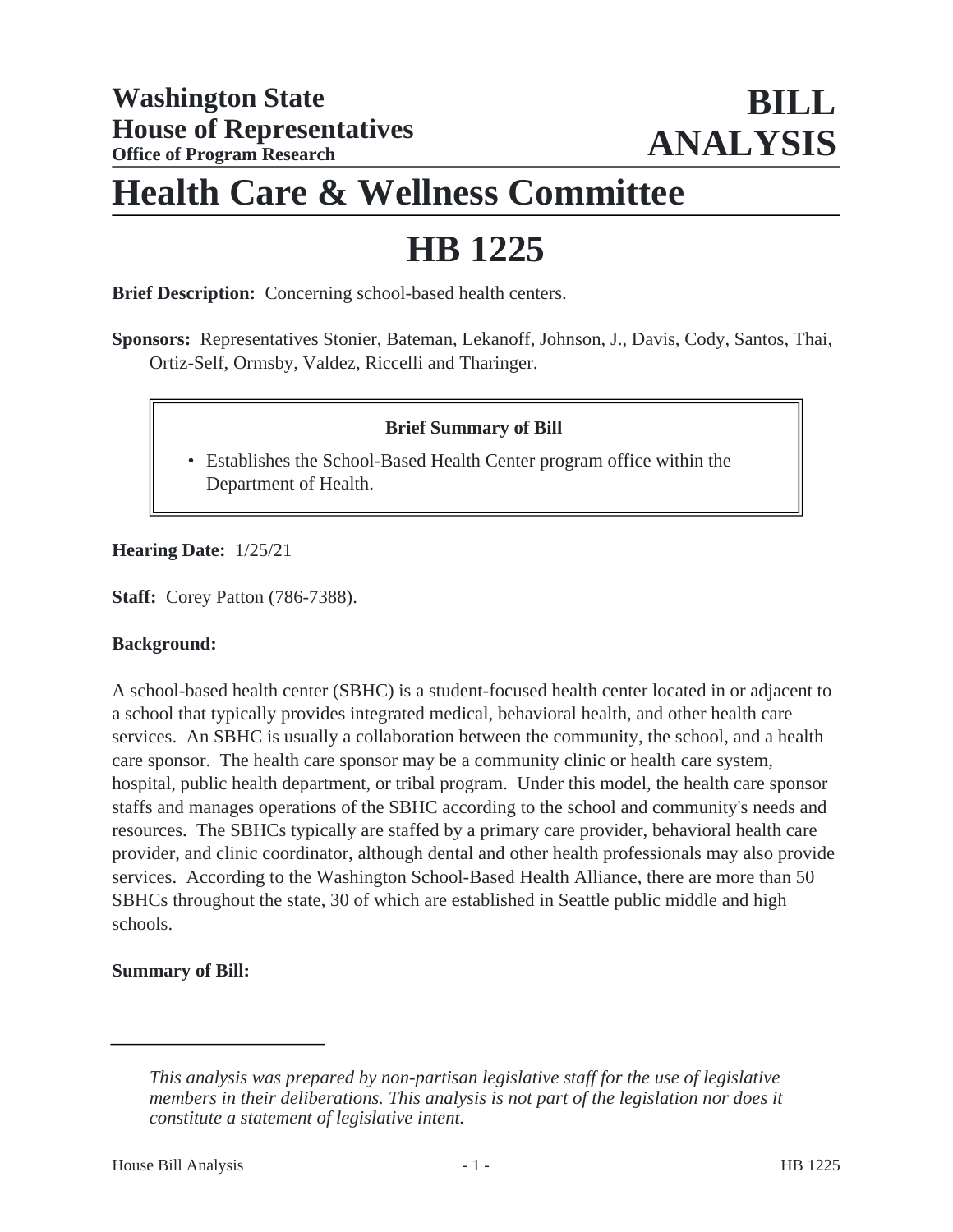**Washington State House of Representatives**
**Office of Program Research**

# BILL ANALYSIS

# Health Care & Wellness Committee

# HB 1225

**Brief Description:** Concerning school-based health centers.

**Sponsors:** Representatives Stonier, Bateman, Lekanoff, Johnson, J., Davis, Cody, Santos, Thai, Ortiz-Self, Ormsby, Valdez, Riccelli and Tharinger.

> **Brief Summary of Bill**
>
> - Establishes the School-Based Health Center program office within the Department of Health.

**Hearing Date:** 1/25/21

**Staff:** Corey Patton (786-7388).

**Background:**

A school-based health center (SBHC) is a student-focused health center located in or adjacent to a school that typically provides integrated medical, behavioral health, and other health care services. An SBHC is usually a collaboration between the community, the school, and a health care sponsor. The health care sponsor may be a community clinic or health care system, hospital, public health department, or tribal program. Under this model, the health care sponsor staffs and manages operations of the SBHC according to the school and community's needs and resources. The SBHCs typically are staffed by a primary care provider, behavioral health care provider, and clinic coordinator, although dental and other health professionals may also provide services. According to the Washington School-Based Health Alliance, there are more than 50 SBHCs throughout the state, 30 of which are established in Seattle public middle and high schools.

**Summary of Bill:**

---

*This analysis was prepared by non-partisan legislative staff for the use of legislative members in their deliberations. This analysis is not part of the legislation nor does it constitute a statement of legislative intent.*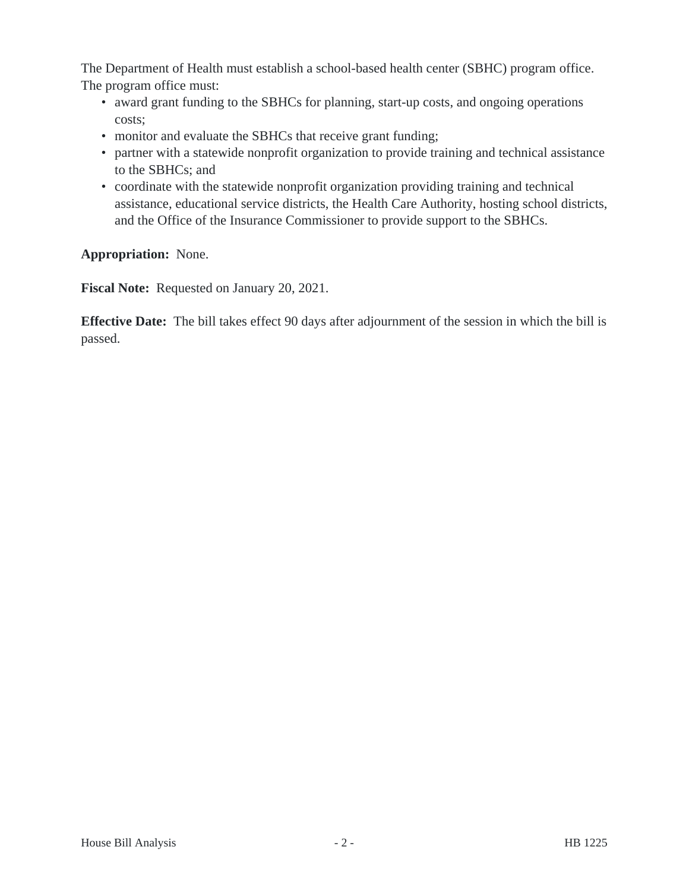The Department of Health must establish a school-based health center (SBHC) program office. The program office must:

- award grant funding to the SBHCs for planning, start-up costs, and ongoing operations costs;
- monitor and evaluate the SBHCs that receive grant funding;
- partner with a statewide nonprofit organization to provide training and technical assistance to the SBHCs; and
- coordinate with the statewide nonprofit organization providing training and technical assistance, educational service districts, the Health Care Authority, hosting school districts, and the Office of the Insurance Commissioner to provide support to the SBHCs.

**Appropriation:** None.

**Fiscal Note:** Requested on January 20, 2021.

**Effective Date:** The bill takes effect 90 days after adjournment of the session in which the bill is passed.